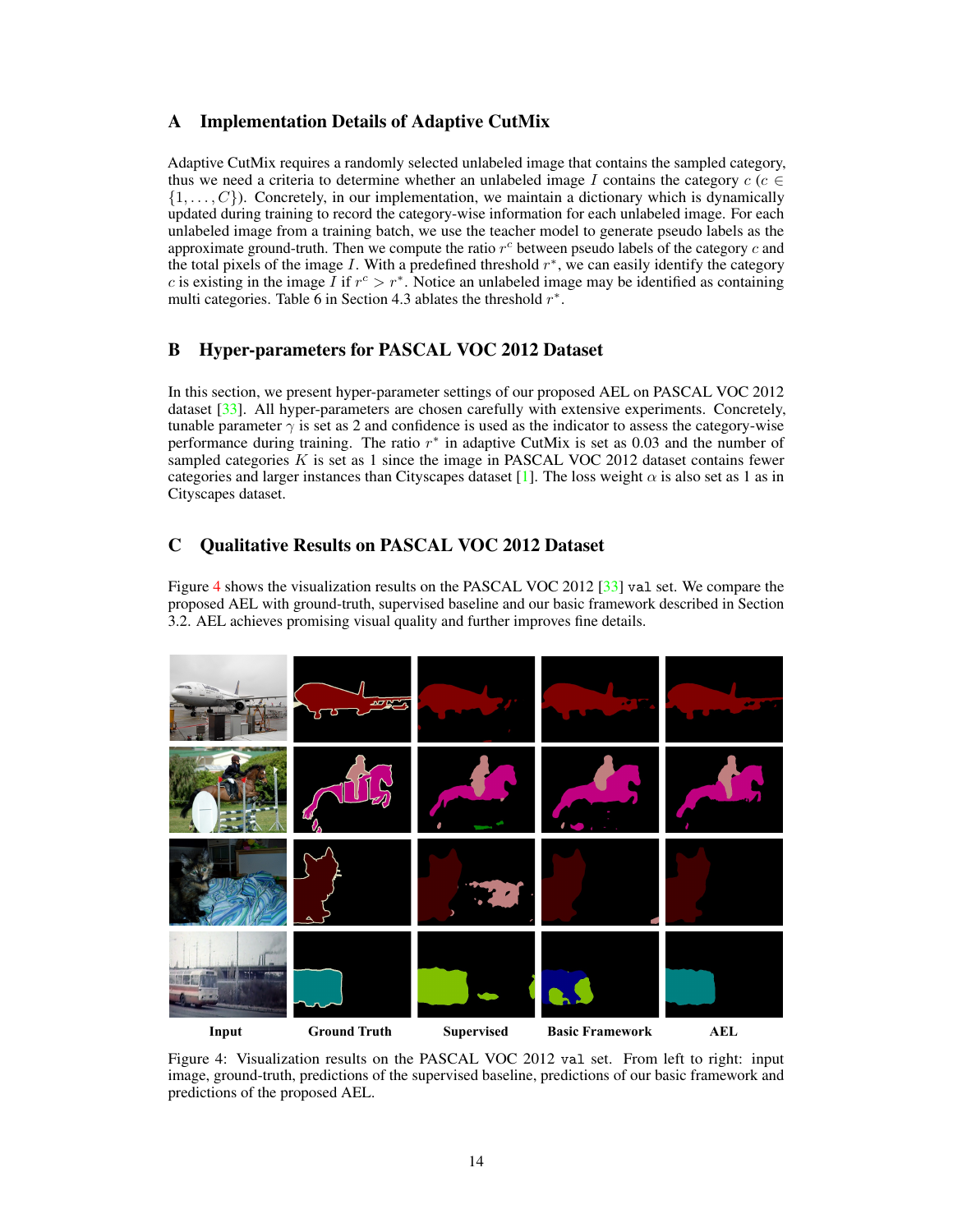# A Implementation Details of Adaptive CutMix

Adaptive CutMix requires a randomly selected unlabeled image that contains the sampled category, thus we need a criteria to determine whether an unlabeled image $I$ contains the category $c$ ($c \in \{1, \ldots, C\}$). Concretely, in our implementation, we maintain a dictionary which is dynamically updated during training to record the category-wise information for each unlabeled image. For each unlabeled image from a training batch, we use the teacher model to generate pseudo labels as the approximate ground-truth. Then we compute the ratio $r^c$ between pseudo labels of the category $c$ and the total pixels of the image $I$. With a predefined threshold $r^*$, we can easily identify the category $c$ is existing in the image $I$ if $r^c > r^*$. Notice an unlabeled image may be identified as containing multi categories. Table 6 in Section 4.3 ablates the threshold $r^*$.

# B Hyper-parameters for PASCAL VOC 2012 Dataset

In this section, we present hyper-parameter settings of our proposed AEL on PASCAL VOC 2012 dataset [33]. All hyper-parameters are chosen carefully with extensive experiments. Concretely, tunable parameter $\gamma$ is set as 2 and confidence is used as the indicator to assess the category-wise performance during training. The ratio $r^*$ in adaptive CutMix is set as 0.03 and the number of sampled categories $K$ is set as 1 since the image in PASCAL VOC 2012 dataset contains fewer categories and larger instances than Cityscapes dataset [1]. The loss weight $\alpha$ is also set as 1 as in Cityscapes dataset.

# C Qualitative Results on PASCAL VOC 2012 Dataset

Figure 4 shows the visualization results on the PASCAL VOC 2012 [33] `val` set. We compare the proposed AEL with ground-truth, supervised baseline and our basic framework described in Section 3.2. AEL achieves promising visual quality and further improves fine details.

Figure 4: Visualization results on the PASCAL VOC 2012 `val` set. From left to right: input image, ground-truth, predictions of the supervised baseline, predictions of our basic framework and predictions of the proposed AEL.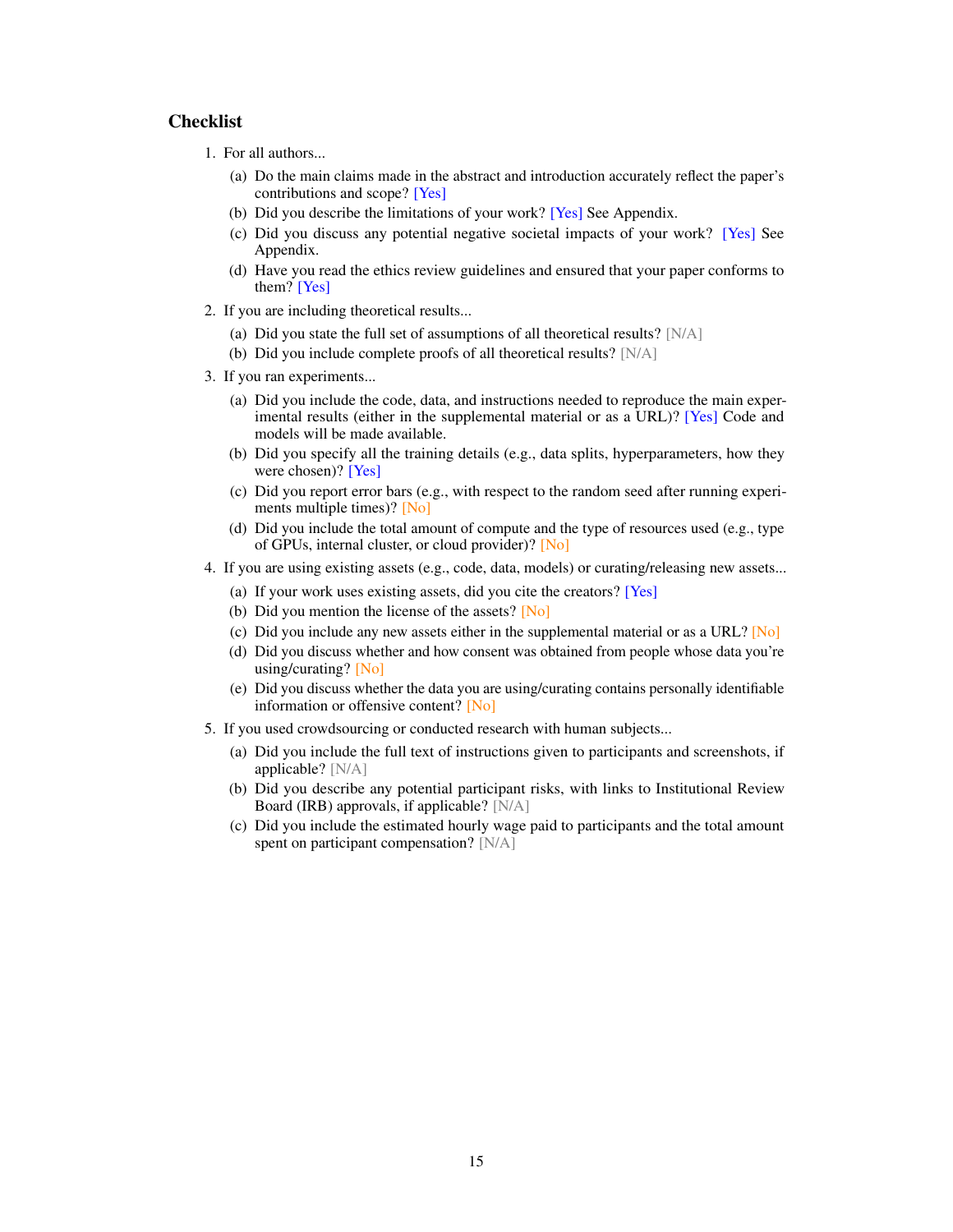## Checklist

1. For all authors...
   (a) Do the main claims made in the abstract and introduction accurately reflect the paper's contributions and scope? [Yes]
   (b) Did you describe the limitations of your work? [Yes] See Appendix.
   (c) Did you discuss any potential negative societal impacts of your work? [Yes] See Appendix.
   (d) Have you read the ethics review guidelines and ensured that your paper conforms to them? [Yes]
2. If you are including theoretical results...
   (a) Did you state the full set of assumptions of all theoretical results? [N/A]
   (b) Did you include complete proofs of all theoretical results? [N/A]
3. If you ran experiments...
   (a) Did you include the code, data, and instructions needed to reproduce the main experimental results (either in the supplemental material or as a URL)? [Yes] Code and models will be made available.
   (b) Did you specify all the training details (e.g., data splits, hyperparameters, how they were chosen)? [Yes]
   (c) Did you report error bars (e.g., with respect to the random seed after running experiments multiple times)? [No]
   (d) Did you include the total amount of compute and the type of resources used (e.g., type of GPUs, internal cluster, or cloud provider)? [No]
4. If you are using existing assets (e.g., code, data, models) or curating/releasing new assets...
   (a) If your work uses existing assets, did you cite the creators? [Yes]
   (b) Did you mention the license of the assets? [No]
   (c) Did you include any new assets either in the supplemental material or as a URL? [No]
   (d) Did you discuss whether and how consent was obtained from people whose data you're using/curating? [No]
   (e) Did you discuss whether the data you are using/curating contains personally identifiable information or offensive content? [No]
5. If you used crowdsourcing or conducted research with human subjects...
   (a) Did you include the full text of instructions given to participants and screenshots, if applicable? [N/A]
   (b) Did you describe any potential participant risks, with links to Institutional Review Board (IRB) approvals, if applicable? [N/A]
   (c) Did you include the estimated hourly wage paid to participants and the total amount spent on participant compensation? [N/A]